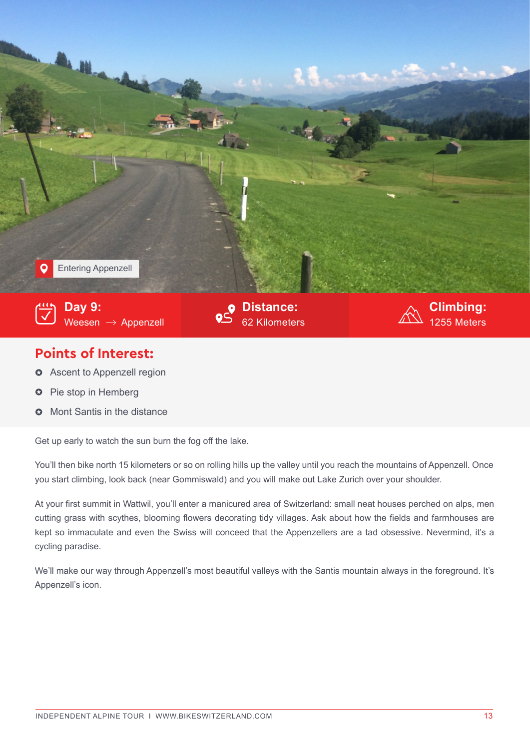Entering Appenzell

**Day 9:** Weesen → Appenzell

**Distance:** 62 Kilometers

**Climbing:** 1255 Meters

## Points of Interest:

- Ascent to Appenzell region
- Pie stop in Hemberg
- Mont Santis in the distance

Get up early to watch the sun burn the fog off the lake.

You'll then bike north 15 kilometers or so on rolling hills up the valley until you reach the mountains of Appenzell. Once you start climbing, look back (near Gommiswald) and you will make out Lake Zurich over your shoulder.

At your first summit in Wattwil, you'll enter a manicured area of Switzerland: small neat houses perched on alps, men cutting grass with scythes, blooming flowers decorating tidy villages. Ask about how the fields and farmhouses are kept so immaculate and even the Swiss will conceed that the Appenzellers are a tad obsessive. Nevermind, it's a cycling paradise.

We'll make our way through Appenzell's most beautiful valleys with the Santis mountain always in the foreground. It's Appenzell's icon.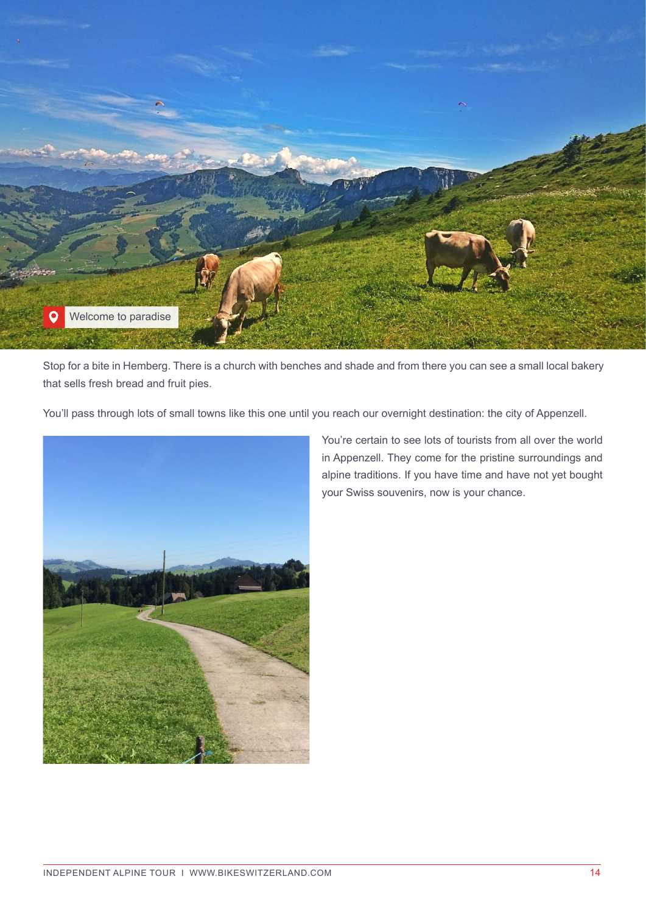Welcome to paradise

Stop for a bite in Hemberg. There is a church with benches and shade and from there you can see a small local bakery that sells fresh bread and fruit pies.

You'll pass through lots of small towns like this one until you reach our overnight destination: the city of Appenzell.

You're certain to see lots of tourists from all over the world in Appenzell. They come for the pristine surroundings and alpine traditions. If you have time and have not yet bought your Swiss souvenirs, now is your chance.